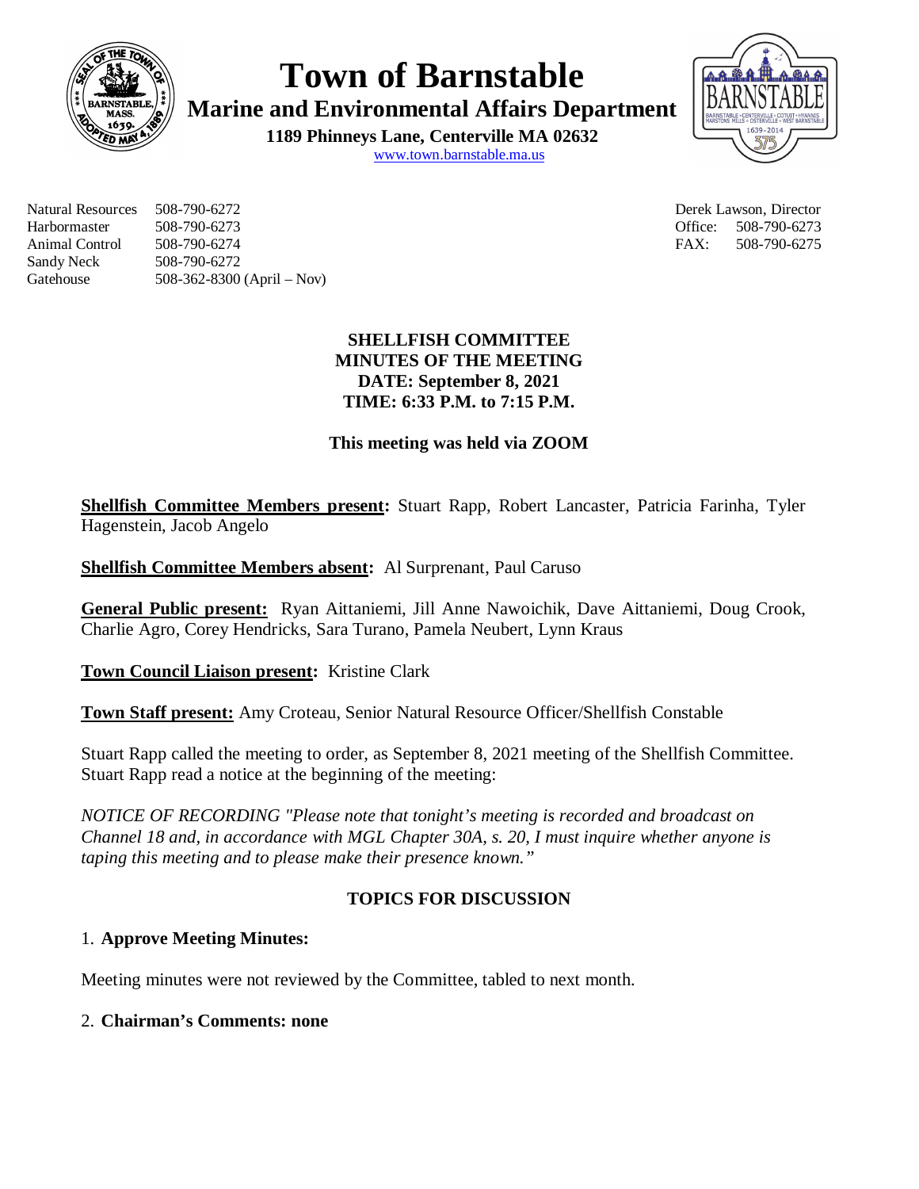# Town of Barnstable

## Marine and Environmental Affairs Department

**1189 Phinneys Lane, Centerville MA 02632**

www.town.barnstable.ma.us

| | | | |
|---|---|---|---|
| Natural Resources | 508-790-6272 | Derek Lawson, Director | |
| Harbormaster | 508-790-6273 | Office: | 508-790-6273 |
| Animal Control | 508-790-6274 | FAX: | 508-790-6275 |
| Sandy Neck | 508-790-6272 | | |
| Gatehouse | 508-362-8300 (April – Nov) | | |

**SHELLFISH COMMITTEE**
**MINUTES OF THE MEETING**
**DATE: September 8, 2021**
**TIME: 6:33 P.M. to 7:15 P.M.**

**This meeting was held via ZOOM**

**Shellfish Committee Members present:** Stuart Rapp, Robert Lancaster, Patricia Farinha, Tyler Hagenstein, Jacob Angelo

**Shellfish Committee Members absent:** Al Surprenant, Paul Caruso

**General Public present:** Ryan Aittaniemi, Jill Anne Nawoichik, Dave Aittaniemi, Doug Crook, Charlie Agro, Corey Hendricks, Sara Turano, Pamela Neubert, Lynn Kraus

**Town Council Liaison present:** Kristine Clark

**Town Staff present:** Amy Croteau, Senior Natural Resource Officer/Shellfish Constable

Stuart Rapp called the meeting to order, as September 8, 2021 meeting of the Shellfish Committee. Stuart Rapp read a notice at the beginning of the meeting:

*NOTICE OF RECORDING "Please note that tonight's meeting is recorded and broadcast on Channel 18 and, in accordance with MGL Chapter 30A, s. 20, I must inquire whether anyone is taping this meeting and to please make their presence known."*

**TOPICS FOR DISCUSSION**

1. **Approve Meeting Minutes:**

Meeting minutes were not reviewed by the Committee, tabled to next month.

2. **Chairman's Comments: none**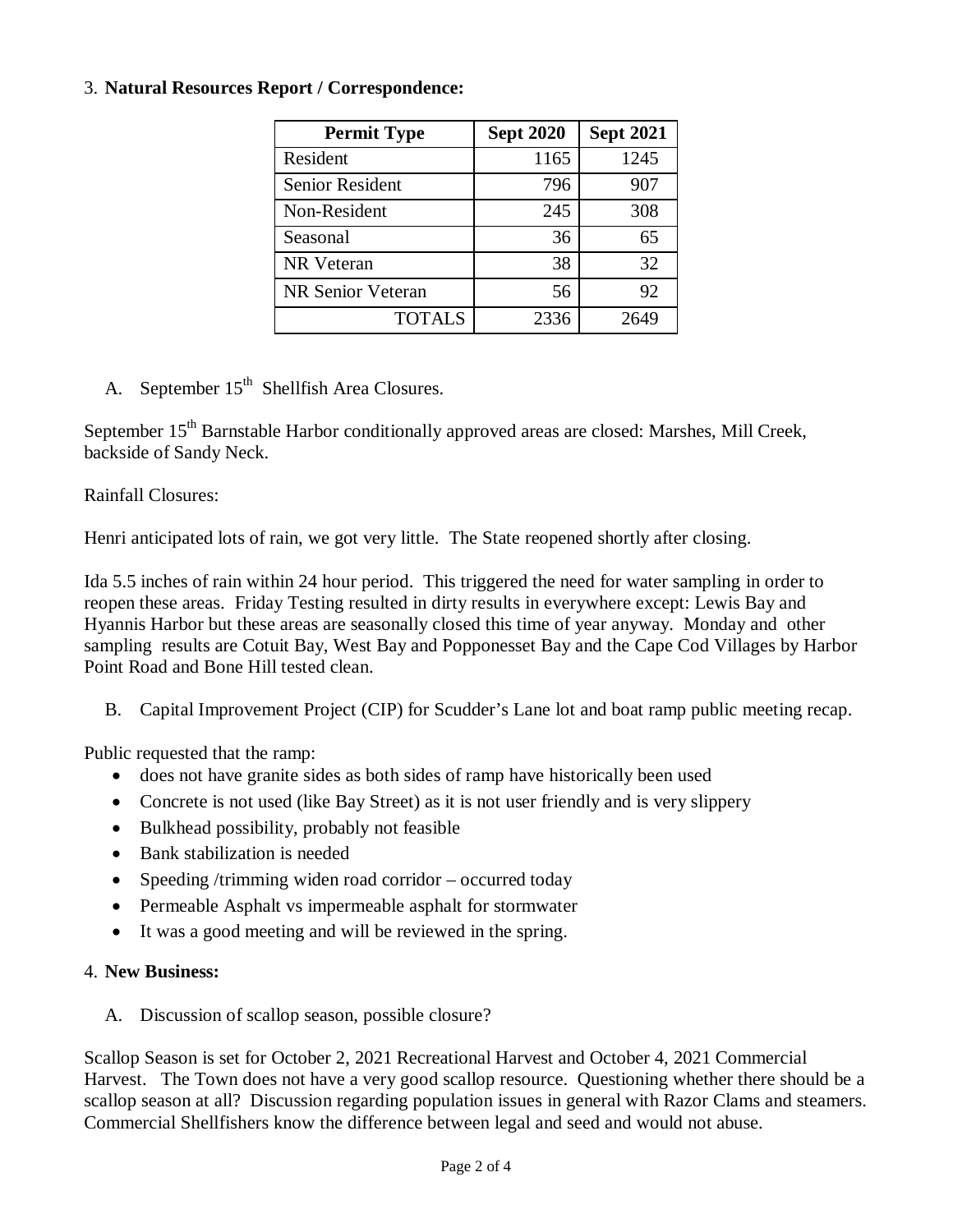3. **Natural Resources Report / Correspondence:**

| Permit Type | Sept 2020 | Sept 2021 |
|---|---|---|
| Resident | 1165 | 1245 |
| Senior Resident | 796 | 907 |
| Non-Resident | 245 | 308 |
| Seasonal | 36 | 65 |
| NR Veteran | 38 | 32 |
| NR Senior Veteran | 56 | 92 |
| TOTALS | 2336 | 2649 |

A. September 15th Shellfish Area Closures.

September 15th Barnstable Harbor conditionally approved areas are closed: Marshes, Mill Creek, backside of Sandy Neck.

Rainfall Closures:

Henri anticipated lots of rain, we got very little. The State reopened shortly after closing.

Ida 5.5 inches of rain within 24 hour period. This triggered the need for water sampling in order to reopen these areas. Friday Testing resulted in dirty results in everywhere except: Lewis Bay and Hyannis Harbor but these areas are seasonally closed this time of year anyway. Monday and other sampling results are Cotuit Bay, West Bay and Popponesset Bay and the Cape Cod Villages by Harbor Point Road and Bone Hill tested clean.

B. Capital Improvement Project (CIP) for Scudder's Lane lot and boat ramp public meeting recap.

Public requested that the ramp:

- does not have granite sides as both sides of ramp have historically been used
- Concrete is not used (like Bay Street) as it is not user friendly and is very slippery
- Bulkhead possibility, probably not feasible
- Bank stabilization is needed
- Speeding /trimming widen road corridor – occurred today
- Permeable Asphalt vs impermeable asphalt for stormwater
- It was a good meeting and will be reviewed in the spring.

4. **New Business:**

A. Discussion of scallop season, possible closure?

Scallop Season is set for October 2, 2021 Recreational Harvest and October 4, 2021 Commercial Harvest. The Town does not have a very good scallop resource. Questioning whether there should be a scallop season at all? Discussion regarding population issues in general with Razor Clams and steamers. Commercial Shellfishers know the difference between legal and seed and would not abuse.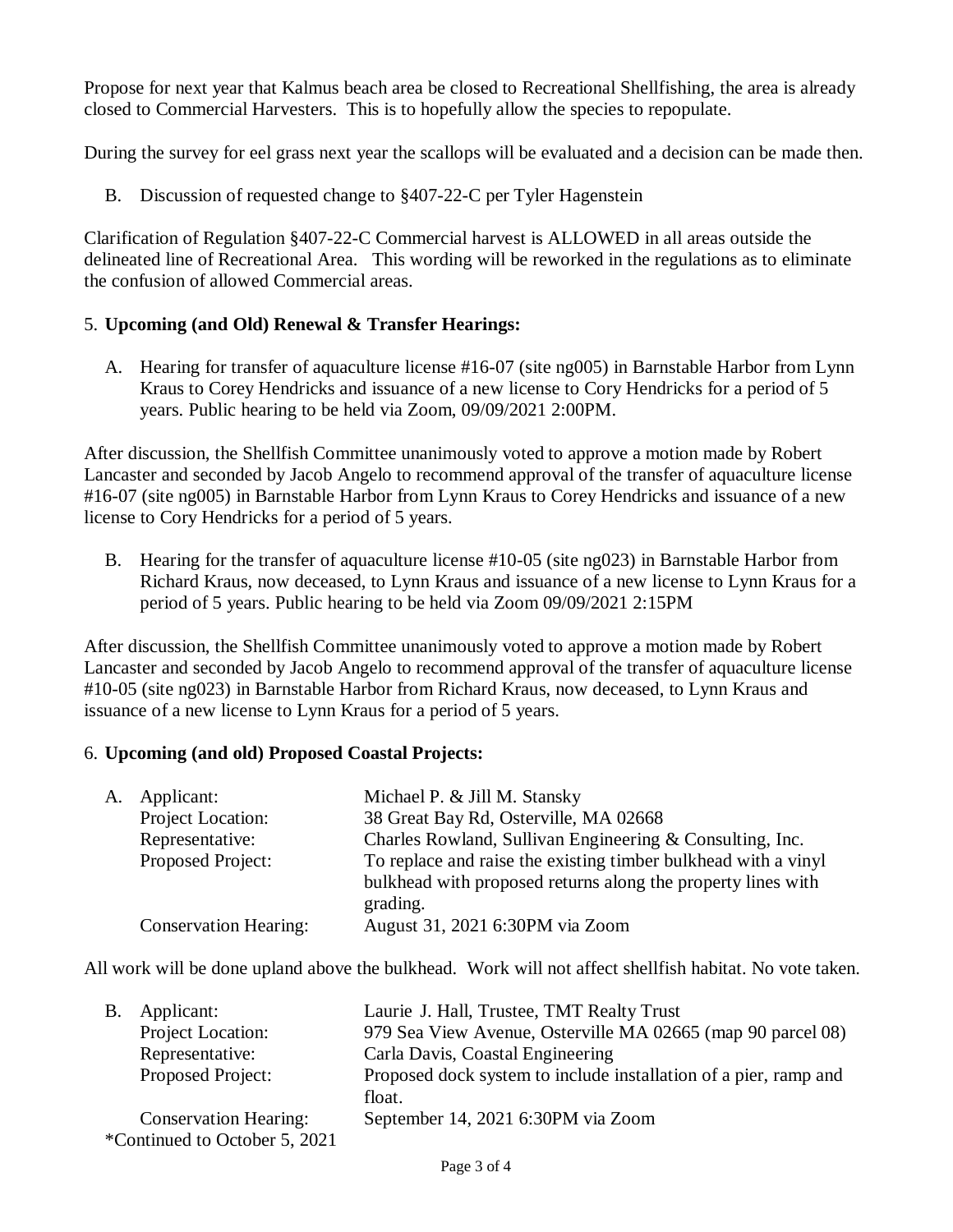Propose for next year that Kalmus beach area be closed to Recreational Shellfishing, the area is already closed to Commercial Harvesters. This is to hopefully allow the species to repopulate.

During the survey for eel grass next year the scallops will be evaluated and a decision can be made then.

B. Discussion of requested change to §407-22-C per Tyler Hagenstein

Clarification of Regulation §407-22-C Commercial harvest is ALLOWED in all areas outside the delineated line of Recreational Area. This wording will be reworked in the regulations as to eliminate the confusion of allowed Commercial areas.

5. **Upcoming (and Old) Renewal & Transfer Hearings:**

A. Hearing for transfer of aquaculture license #16-07 (site ng005) in Barnstable Harbor from Lynn Kraus to Corey Hendricks and issuance of a new license to Cory Hendricks for a period of 5 years. Public hearing to be held via Zoom, 09/09/2021 2:00PM.

After discussion, the Shellfish Committee unanimously voted to approve a motion made by Robert Lancaster and seconded by Jacob Angelo to recommend approval of the transfer of aquaculture license #16-07 (site ng005) in Barnstable Harbor from Lynn Kraus to Corey Hendricks and issuance of a new license to Cory Hendricks for a period of 5 years.

B. Hearing for the transfer of aquaculture license #10-05 (site ng023) in Barnstable Harbor from Richard Kraus, now deceased, to Lynn Kraus and issuance of a new license to Lynn Kraus for a period of 5 years. Public hearing to be held via Zoom 09/09/2021 2:15PM

After discussion, the Shellfish Committee unanimously voted to approve a motion made by Robert Lancaster and seconded by Jacob Angelo to recommend approval of the transfer of aquaculture license #10-05 (site ng023) in Barnstable Harbor from Richard Kraus, now deceased, to Lynn Kraus and issuance of a new license to Lynn Kraus for a period of 5 years.

6. **Upcoming (and old) Proposed Coastal Projects:**

A. Applicant: Michael P. & Jill M. Stansky
Project Location: 38 Great Bay Rd, Osterville, MA 02668
Representative: Charles Rowland, Sullivan Engineering & Consulting, Inc.
Proposed Project: To replace and raise the existing timber bulkhead with a vinyl bulkhead with proposed returns along the property lines with grading.
Conservation Hearing: August 31, 2021 6:30PM via Zoom

All work will be done upland above the bulkhead. Work will not affect shellfish habitat. No vote taken.

B. Applicant: Laurie J. Hall, Trustee, TMT Realty Trust
Project Location: 979 Sea View Avenue, Osterville MA 02665 (map 90 parcel 08)
Representative: Carla Davis, Coastal Engineering
Proposed Project: Proposed dock system to include installation of a pier, ramp and float.
Conservation Hearing: September 14, 2021 6:30PM via Zoom
*Continued to October 5, 2021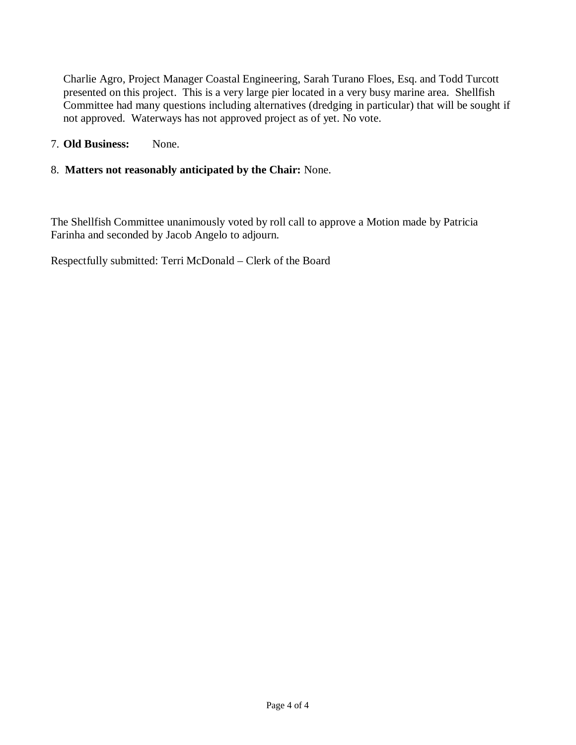Charlie Agro, Project Manager Coastal Engineering, Sarah Turano Floes, Esq. and Todd Turcott presented on this project. This is a very large pier located in a very busy marine area. Shellfish Committee had many questions including alternatives (dredging in particular) that will be sought if not approved. Waterways has not approved project as of yet. No vote.

7. **Old Business:** None.

8. **Matters not reasonably anticipated by the Chair:** None.

The Shellfish Committee unanimously voted by roll call to approve a Motion made by Patricia Farinha and seconded by Jacob Angelo to adjourn.

Respectfully submitted: Terri McDonald – Clerk of the Board